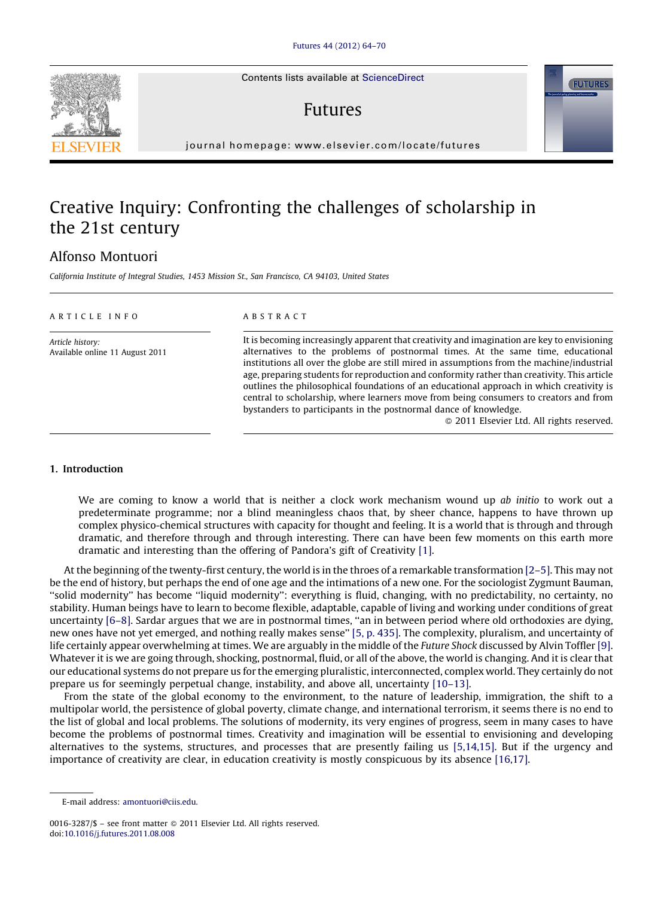# Creative Inquiry: Confronting the challenges of scholarship in the 21st century

Alfonso Montuori

*California Institute of Integral Studies, 1453 Mission St., San Francisco, CA 94103, United States*

ARTICLE INFO

*Article history:*
Available online 11 August 2011

ABSTRACT

It is becoming increasingly apparent that creativity and imagination are key to envisioning alternatives to the problems of postnormal times. At the same time, educational institutions all over the globe are still mired in assumptions from the machine/industrial age, preparing students for reproduction and conformity rather than creativity. This article outlines the philosophical foundations of an educational approach in which creativity is central to scholarship, where learners move from being consumers to creators and from bystanders to participants in the postnormal dance of knowledge.

© 2011 Elsevier Ltd. All rights reserved.

## 1. Introduction

> We are coming to know a world that is neither a clock work mechanism wound up *ab initio* to work out a predeterminate programme; nor a blind meaningless chaos that, by sheer chance, happens to have thrown up complex physico-chemical structures with capacity for thought and feeling. It is a world that is through and through dramatic, and therefore through and through interesting. There can have been few moments on this earth more dramatic and interesting than the offering of Pandora's gift of Creativity [1].

At the beginning of the twenty-first century, the world is in the throes of a remarkable transformation [2–5]. This may not be the end of history, but perhaps the end of one age and the intimations of a new one. For the sociologist Zygmunt Bauman, "solid modernity" has become "liquid modernity": everything is fluid, changing, with no predictability, no certainty, no stability. Human beings have to learn to become flexible, adaptable, capable of living and working under conditions of great uncertainty [6–8]. Sardar argues that we are in postnormal times, "an in between period where old orthodoxies are dying, new ones have not yet emerged, and nothing really makes sense" [5, p. 435]. The complexity, pluralism, and uncertainty of life certainly appear overwhelming at times. We are arguably in the middle of the *Future Shock* discussed by Alvin Toffler [9]. Whatever it is we are going through, shocking, postnormal, fluid, or all of the above, the world is changing. And it is clear that our educational systems do not prepare us for the emerging pluralistic, interconnected, complex world. They certainly do not prepare us for seemingly perpetual change, instability, and above all, uncertainty [10–13].

From the state of the global economy to the environment, to the nature of leadership, immigration, the shift to a multipolar world, the persistence of global poverty, climate change, and international terrorism, it seems there is no end to the list of global and local problems. The solutions of modernity, its very engines of progress, seem in many cases to have become the problems of postnormal times. Creativity and imagination will be essential to envisioning and developing alternatives to the systems, structures, and processes that are presently failing us [5,14,15]. But if the urgency and importance of creativity are clear, in education creativity is mostly conspicuous by its absence [16,17].

E-mail address: amontuori@ciis.edu.

0016-3287/$ – see front matter © 2011 Elsevier Ltd. All rights reserved.
doi:10.1016/j.futures.2011.08.008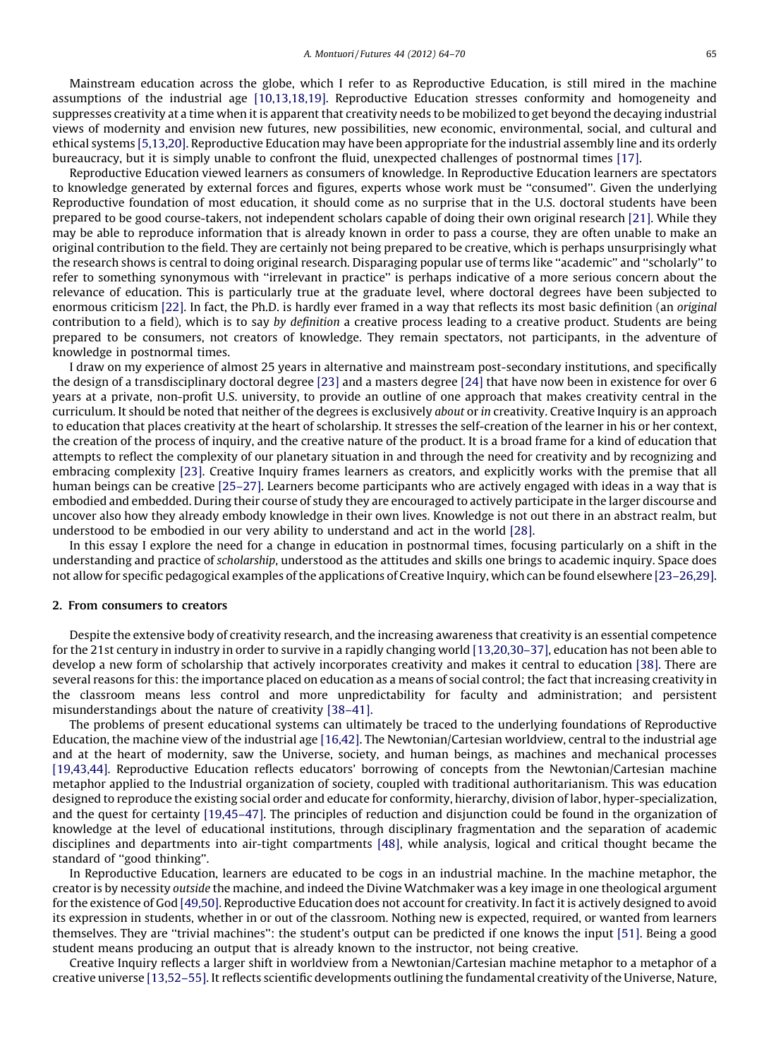Mainstream education across the globe, which I refer to as Reproductive Education, is still mired in the machine assumptions of the industrial age [10,13,18,19]. Reproductive Education stresses conformity and homogeneity and suppresses creativity at a time when it is apparent that creativity needs to be mobilized to get beyond the decaying industrial views of modernity and envision new futures, new possibilities, new economic, environmental, social, and cultural and ethical systems [5,13,20]. Reproductive Education may have been appropriate for the industrial assembly line and its orderly bureaucracy, but it is simply unable to confront the fluid, unexpected challenges of postnormal times [17].

Reproductive Education viewed learners as consumers of knowledge. In Reproductive Education learners are spectators to knowledge generated by external forces and figures, experts whose work must be "consumed". Given the underlying Reproductive foundation of most education, it should come as no surprise that in the U.S. doctoral students have been prepared to be good course-takers, not independent scholars capable of doing their own original research [21]. While they may be able to reproduce information that is already known in order to pass a course, they are often unable to make an original contribution to the field. They are certainly not being prepared to be creative, which is perhaps unsurprisingly what the research shows is central to doing original research. Disparaging popular use of terms like "academic" and "scholarly" to refer to something synonymous with "irrelevant in practice" is perhaps indicative of a more serious concern about the relevance of education. This is particularly true at the graduate level, where doctoral degrees have been subjected to enormous criticism [22]. In fact, the Ph.D. is hardly ever framed in a way that reflects its most basic definition (an *original* contribution to a field), which is to say *by definition* a creative process leading to a creative product. Students are being prepared to be consumers, not creators of knowledge. They remain spectators, not participants, in the adventure of knowledge in postnormal times.

I draw on my experience of almost 25 years in alternative and mainstream post-secondary institutions, and specifically the design of a transdisciplinary doctoral degree [23] and a masters degree [24] that have now been in existence for over 6 years at a private, non-profit U.S. university, to provide an outline of one approach that makes creativity central in the curriculum. It should be noted that neither of the degrees is exclusively *about* or *in* creativity. Creative Inquiry is an approach to education that places creativity at the heart of scholarship. It stresses the self-creation of the learner in his or her context, the creation of the process of inquiry, and the creative nature of the product. It is a broad frame for a kind of education that attempts to reflect the complexity of our planetary situation in and through the need for creativity and by recognizing and embracing complexity [23]. Creative Inquiry frames learners as creators, and explicitly works with the premise that all human beings can be creative [25–27]. Learners become participants who are actively engaged with ideas in a way that is embodied and embedded. During their course of study they are encouraged to actively participate in the larger discourse and uncover also how they already embody knowledge in their own lives. Knowledge is not out there in an abstract realm, but understood to be embodied in our very ability to understand and act in the world [28].

In this essay I explore the need for a change in education in postnormal times, focusing particularly on a shift in the understanding and practice of *scholarship*, understood as the attitudes and skills one brings to academic inquiry. Space does not allow for specific pedagogical examples of the applications of Creative Inquiry, which can be found elsewhere [23–26,29].

## 2. From consumers to creators

Despite the extensive body of creativity research, and the increasing awareness that creativity is an essential competence for the 21st century in industry in order to survive in a rapidly changing world [13,20,30–37], education has not been able to develop a new form of scholarship that actively incorporates creativity and makes it central to education [38]. There are several reasons for this: the importance placed on education as a means of social control; the fact that increasing creativity in the classroom means less control and more unpredictability for faculty and administration; and persistent misunderstandings about the nature of creativity [38–41].

The problems of present educational systems can ultimately be traced to the underlying foundations of Reproductive Education, the machine view of the industrial age [16,42]. The Newtonian/Cartesian worldview, central to the industrial age and at the heart of modernity, saw the Universe, society, and human beings, as machines and mechanical processes [19,43,44]. Reproductive Education reflects educators' borrowing of concepts from the Newtonian/Cartesian machine metaphor applied to the Industrial organization of society, coupled with traditional authoritarianism. This was education designed to reproduce the existing social order and educate for conformity, hierarchy, division of labor, hyper-specialization, and the quest for certainty [19,45–47]. The principles of reduction and disjunction could be found in the organization of knowledge at the level of educational institutions, through disciplinary fragmentation and the separation of academic disciplines and departments into air-tight compartments [48], while analysis, logical and critical thought became the standard of "good thinking".

In Reproductive Education, learners are educated to be cogs in an industrial machine. In the machine metaphor, the creator is by necessity *outside* the machine, and indeed the Divine Watchmaker was a key image in one theological argument for the existence of God [49,50]. Reproductive Education does not account for creativity. In fact it is actively designed to avoid its expression in students, whether in or out of the classroom. Nothing new is expected, required, or wanted from learners themselves. They are "trivial machines": the student's output can be predicted if one knows the input [51]. Being a good student means producing an output that is already known to the instructor, not being creative.

Creative Inquiry reflects a larger shift in worldview from a Newtonian/Cartesian machine metaphor to a metaphor of a creative universe [13,52–55]. It reflects scientific developments outlining the fundamental creativity of the Universe, Nature,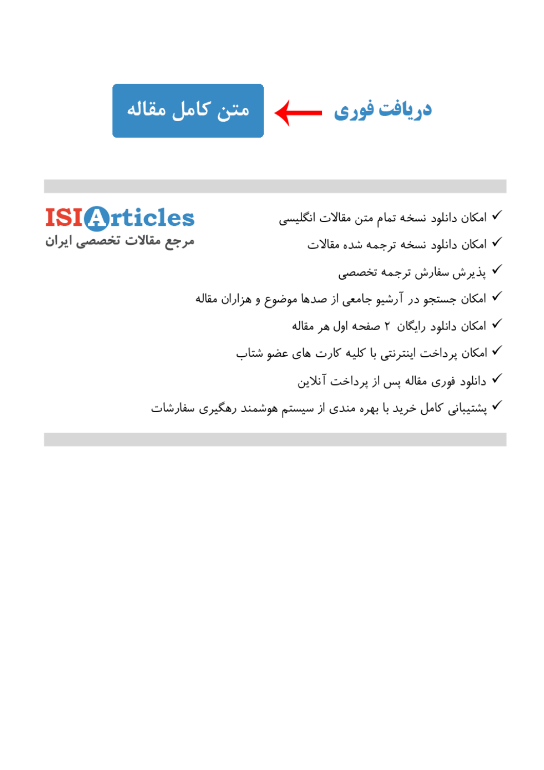دریافت فوری ← **متن کامل مقاله**

**ISIArticles**
مرجع مقالات تخصصی ایران

- ✓ امکان دانلود نسخه تمام متن مقالات انگلیسی
- ✓ امکان دانلود نسخه ترجمه شده مقالات
- ✓ پذیرش سفارش ترجمه تخصصی
- ✓ امکان جستجو در آرشیو جامعی از صدها موضوع و هزاران مقاله
- ✓ امکان دانلود رایگان ۲ صفحه اول هر مقاله
- ✓ امکان پرداخت اینترنتی با کلیه کارت های عضو شتاب
- ✓ دانلود فوری مقاله پس از پرداخت آنلاین
- ✓ پشتیبانی کامل خرید با بهره مندی از سیستم هوشمند رهگیری سفارشات